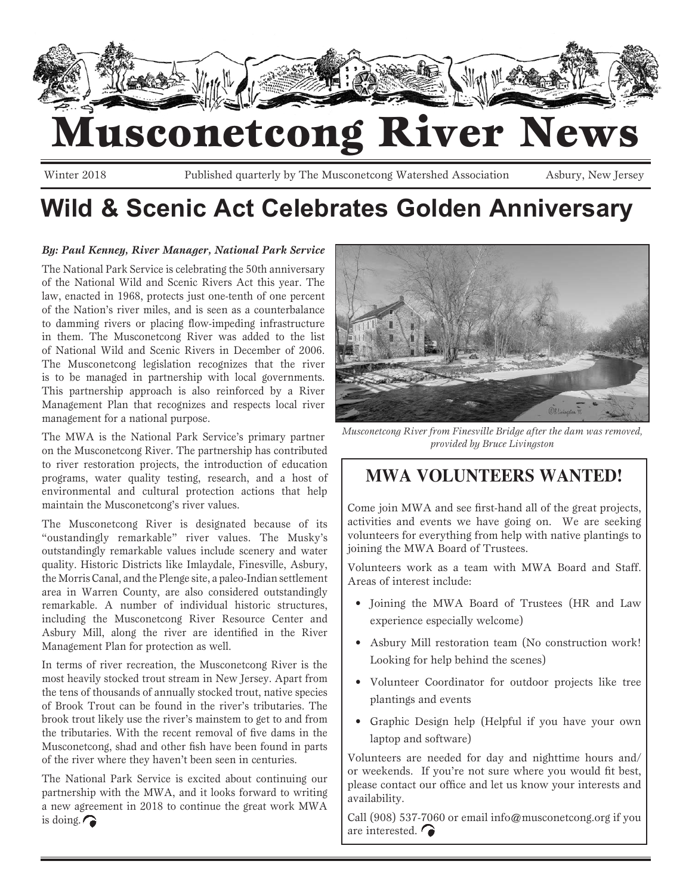# Musconetcong River News

Winter 2018 Published quarterly by The Musconetcong Watershed Association Asbury, New Jersey

## Wild & Scenic Act Celebrates Golden Anniversary

***By: Paul Kenney, River Manager, National Park Service***

The National Park Service is celebrating the 50th anniversary of the National Wild and Scenic Rivers Act this year. The law, enacted in 1968, protects just one-tenth of one percent of the Nation's river miles, and is seen as a counterbalance to damming rivers or placing flow-impeding infrastructure in them. The Musconetcong River was added to the list of National Wild and Scenic Rivers in December of 2006. The Musconetcong legislation recognizes that the river is to be managed in partnership with local governments. This partnership approach is also reinforced by a River Management Plan that recognizes and respects local river management for a national purpose.

The MWA is the National Park Service's primary partner on the Musconetcong River. The partnership has contributed to river restoration projects, the introduction of education programs, water quality testing, research, and a host of environmental and cultural protection actions that help maintain the Musconetcong's river values.

The Musconetcong River is designated because of its "oustandingly remarkable" river values. The Musky's outstandingly remarkable values include scenery and water quality. Historic Districts like Imlaydale, Finesville, Asbury, the Morris Canal, and the Plenge site, a paleo-Indian settlement area in Warren County, are also considered outstandingly remarkable. A number of individual historic structures, including the Musconetcong River Resource Center and Asbury Mill, along the river are identified in the River Management Plan for protection as well.

In terms of river recreation, the Musconetcong River is the most heavily stocked trout stream in New Jersey. Apart from the tens of thousands of annually stocked trout, native species of Brook Trout can be found in the river's tributaries. The brook trout likely use the river's mainstem to get to and from the tributaries. With the recent removal of five dams in the Musconetcong, shad and other fish have been found in parts of the river where they haven't been seen in centuries.

The National Park Service is excited about continuing our partnership with the MWA, and it looks forward to writing a new agreement in 2018 to continue the great work MWA is doing.

*Musconetcong River from Finesville Bridge after the dam was removed, provided by Bruce Livingston*

## MWA VOLUNTEERS WANTED!

Come join MWA and see first-hand all of the great projects, activities and events we have going on. We are seeking volunteers for everything from help with native plantings to joining the MWA Board of Trustees.

Volunteers work as a team with MWA Board and Staff. Areas of interest include:

- Joining the MWA Board of Trustees (HR and Law experience especially welcome)
- Asbury Mill restoration team (No construction work! Looking for help behind the scenes)
- Volunteer Coordinator for outdoor projects like tree plantings and events
- Graphic Design help (Helpful if you have your own laptop and software)

Volunteers are needed for day and nighttime hours and/or weekends. If you're not sure where you would fit best, please contact our office and let us know your interests and availability.

Call (908) 537-7060 or email info@musconetcong.org if you are interested.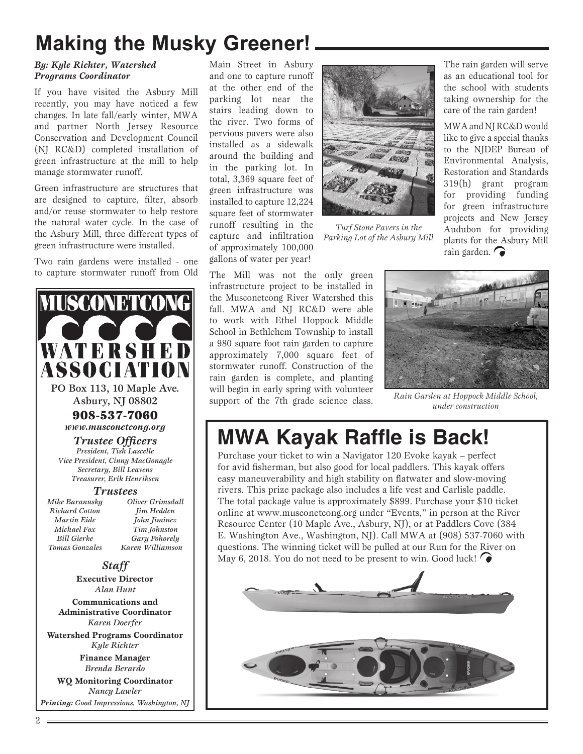# Making the Musky Greener!

***By: Kyle Richter, Watershed Programs Coordinator***

If you have visited the Asbury Mill recently, you may have noticed a few changes. In late fall/early winter, MWA and partner North Jersey Resource Conservation and Development Council (NJ RC&D) completed installation of green infrastructure at the mill to help manage stormwater runoff.

Green infrastructure are structures that are designed to capture, filter, absorb and/or reuse stormwater to help restore the natural water cycle. In the case of the Asbury Mill, three different types of green infrastructure were installed.

Two rain gardens were installed - one to capture stormwater runoff from Old Main Street in Asbury and one to capture runoff at the other end of the parking lot near the stairs leading down to the river. Two forms of pervious pavers were also installed as a sidewalk around the building and in the parking lot. In total, 3,369 square feet of green infrastructure was installed to capture 12,224 square feet of stormwater runoff resulting in the capture and infiltration of approximately 100,000 gallons of water per year!

*Turf Stone Pavers in the Parking Lot of the Asbury Mill*

The Mill was not the only green infrastructure project to be installed in the Musconetcong River Watershed this fall. MWA and NJ RC&D were able to work with Ethel Hoppock Middle School in Bethlehem Township to install a 980 square foot rain garden to capture approximately 7,000 square feet of stormwater runoff. Construction of the rain garden is complete, and planting will begin in early spring with volunteer support of the 7th grade science class. The rain garden will serve as an educational tool for the school with students taking ownership for the care of the rain garden!

*Rain Garden at Hoppock Middle School, under construction*

MWA and NJ RC&D would like to give a special thanks to the NJDEP Bureau of Environmental Analysis, Restoration and Standards 319(h) grant program for providing funding for green infrastructure projects and New Jersey Audubon for providing plants for the Asbury Mill rain garden.

---

**MUSCONETCONG WATERSHED ASSOCIATION**

**PO Box 113, 10 Maple Ave.**
**Asbury, NJ 08802**

**908-537-7060**

***www.musconetcong.org***

### *Trustee Officers*

*President, Tish Lascelle*
*Vice President, Cinny MacGonagle*
*Secretary, Bill Leavens*
*Treasurer, Erik Henriksen*

### *Trustees*

*Mike Baranusky*
*Richard Cotton*
*Martin Eide*
*Michael Fox*
*Bill Gierke*
*Tomas Gonzales*
*Oliver Grimsdall*
*Jim Hedden*
*John Jiminez*
*Tim Johnston*
*Gary Pohorely*
*Karen Williamson*

### *Staff*

**Executive Director**
*Alan Hunt*

**Communications and Administrative Coordinator**
*Karen Doerfer*

**Watershed Programs Coordinator**
*Kyle Richter*

**Finance Manager**
*Brenda Berardo*

**WQ Monitoring Coordinator**
*Nancy Lawler*

***Printing:** Good Impressions, Washington, NJ*

---

# MWA Kayak Raffle is Back!

Purchase your ticket to win a Navigator 120 Evoke kayak – perfect for avid fisherman, but also good for local paddlers. This kayak offers easy maneuverability and high stability on flatwater and slow-moving rivers. This prize package also includes a life vest and Carlisle paddle. The total package value is approximately $899. Purchase your $10 ticket online at www.musconetcong.org under "Events," in person at the River Resource Center (10 Maple Ave., Asbury, NJ), or at Paddlers Cove (384 E. Washington Ave., Washington, NJ). Call MWA at (908) 537-7060 with questions. The winning ticket will be pulled at our Run for the River on May 6, 2018. You do not need to be present to win. Good luck!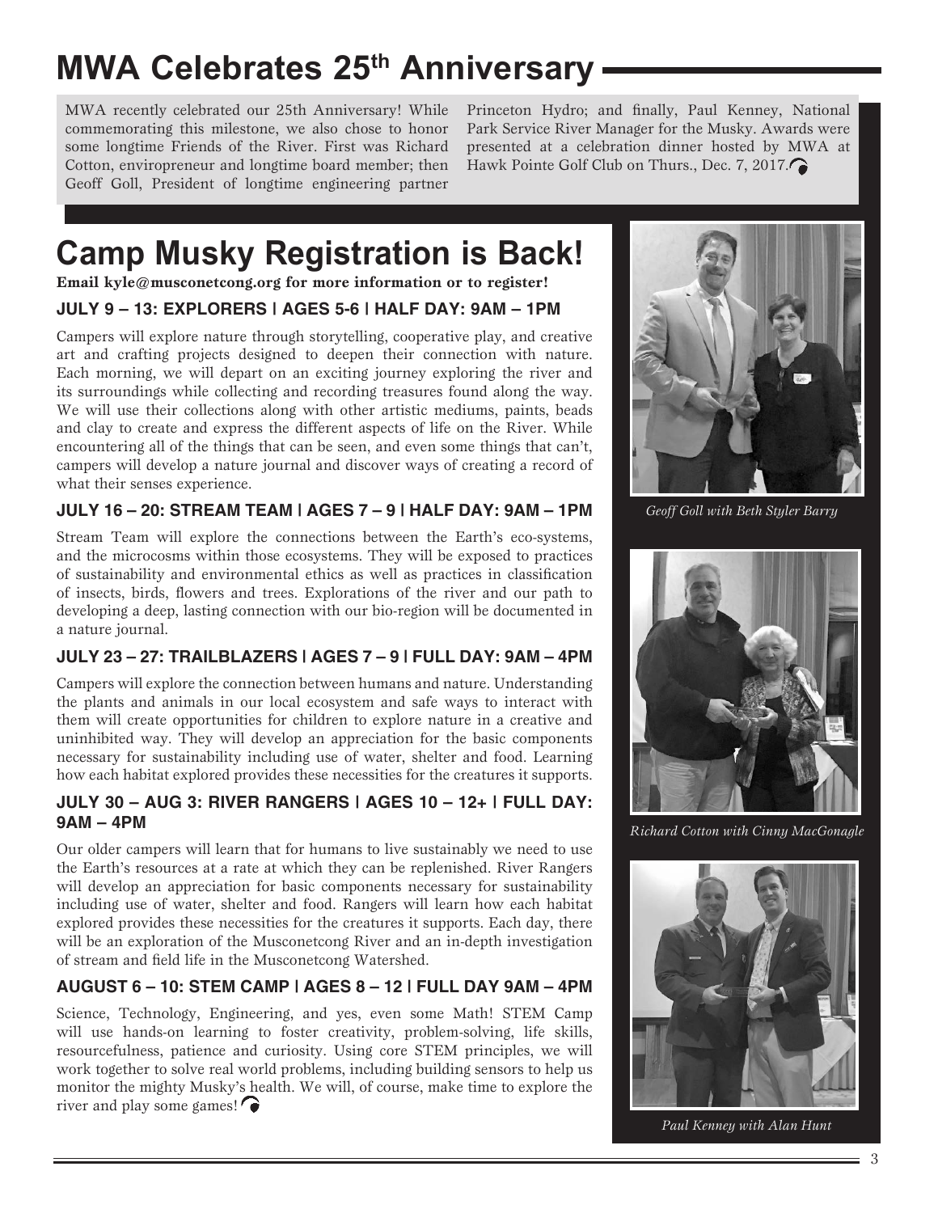# MWA Celebrates 25th Anniversary

MWA recently celebrated our 25th Anniversary! While commemorating this milestone, we also chose to honor some longtime Friends of the River. First was Richard Cotton, envirorpreneur and longtime board member; then Geoff Goll, President of longtime engineering partner Princeton Hydro; and finally, Paul Kenney, National Park Service River Manager for the Musky. Awards were presented at a celebration dinner hosted by MWA at Hawk Pointe Golf Club on Thurs., Dec. 7, 2017.

# Camp Musky Registration is Back!

**Email kyle@musconetcong.org for more information or to register!**

### JULY 9 – 13: EXPLORERS | AGES 5-6 | HALF DAY: 9AM – 1PM

Campers will explore nature through storytelling, cooperative play, and creative art and crafting projects designed to deepen their connection with nature. Each morning, we will depart on an exciting journey exploring the river and its surroundings while collecting and recording treasures found along the way. We will use their collections along with other artistic mediums, paints, beads and clay to create and express the different aspects of life on the River. While encountering all of the things that can be seen, and even some things that can't, campers will develop a nature journal and discover ways of creating a record of what their senses experience.

### JULY 16 – 20: STREAM TEAM | AGES 7 – 9 | HALF DAY: 9AM – 1PM

Stream Team will explore the connections between the Earth's eco-systems, and the microcosms within those ecosystems. They will be exposed to practices of sustainability and environmental ethics as well as practices in classification of insects, birds, flowers and trees. Explorations of the river and our path to developing a deep, lasting connection with our bio-region will be documented in a nature journal.

### JULY 23 – 27: TRAILBLAZERS | AGES 7 – 9 | FULL DAY: 9AM – 4PM

Campers will explore the connection between humans and nature. Understanding the plants and animals in our local ecosystem and safe ways to interact with them will create opportunities for children to explore nature in a creative and uninhibited way. They will develop an appreciation for the basic components necessary for sustainability including use of water, shelter and food. Learning how each habitat explored provides these necessities for the creatures it supports.

### JULY 30 – AUG 3: RIVER RANGERS | AGES 10 – 12+ | FULL DAY: 9AM – 4PM

Our older campers will learn that for humans to live sustainably we need to use the Earth's resources at a rate at which they can be replenished. River Rangers will develop an appreciation for basic components necessary for sustainability including use of water, shelter and food. Rangers will learn how each habitat explored provides these necessities for the creatures it supports. Each day, there will be an exploration of the Musconetcong River and an in-depth investigation of stream and field life in the Musconetcong Watershed.

### AUGUST 6 – 10: STEM CAMP | AGES 8 – 12 | FULL DAY 9AM – 4PM

Science, Technology, Engineering, and yes, even some Math! STEM Camp will use hands-on learning to foster creativity, problem-solving, life skills, resourcefulness, patience and curiosity. Using core STEM principles, we will work together to solve real world problems, including building sensors to help us monitor the mighty Musky's health. We will, of course, make time to explore the river and play some games!

*Geoff Goll with Beth Styler Barry*

*Richard Cotton with Cinny MacGonagle*

*Paul Kenney with Alan Hunt*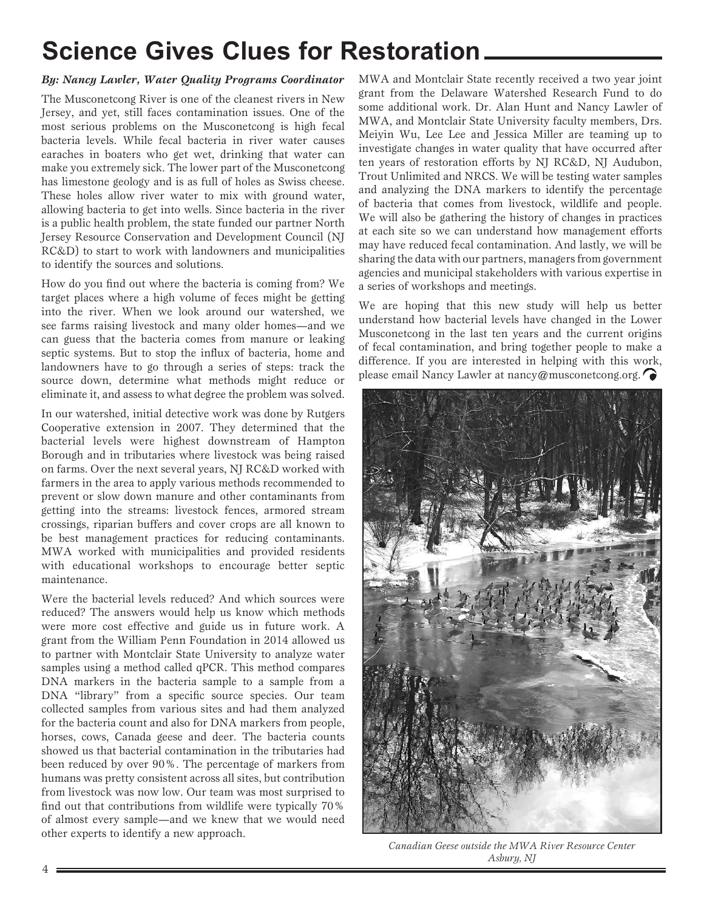# Science Gives Clues for Restoration

***By: Nancy Lawler, Water Quality Programs Coordinator***

The Musconetcong River is one of the cleanest rivers in New Jersey, and yet, still faces contamination issues. One of the most serious problems on the Musconetcong is high fecal bacteria levels. While fecal bacteria in river water causes earaches in boaters who get wet, drinking that water can make you extremely sick. The lower part of the Musconetcong has limestone geology and is as full of holes as Swiss cheese. These holes allow river water to mix with ground water, allowing bacteria to get into wells. Since bacteria in the river is a public health problem, the state funded our partner North Jersey Resource Conservation and Development Council (NJ RC&D) to start to work with landowners and municipalities to identify the sources and solutions.

How do you find out where the bacteria is coming from? We target places where a high volume of feces might be getting into the river. When we look around our watershed, we see farms raising livestock and many older homes—and we can guess that the bacteria comes from manure or leaking septic systems. But to stop the influx of bacteria, home and landowners have to go through a series of steps: track the source down, determine what methods might reduce or eliminate it, and assess to what degree the problem was solved.

In our watershed, initial detective work was done by Rutgers Cooperative extension in 2007. They determined that the bacterial levels were highest downstream of Hampton Borough and in tributaries where livestock was being raised on farms. Over the next several years, NJ RC&D worked with farmers in the area to apply various methods recommended to prevent or slow down manure and other contaminants from getting into the streams: livestock fences, armored stream crossings, riparian buffers and cover crops are all known to be best management practices for reducing contaminants. MWA worked with municipalities and provided residents with educational workshops to encourage better septic maintenance.

Were the bacterial levels reduced? And which sources were reduced? The answers would help us know which methods were more cost effective and guide us in future work. A grant from the William Penn Foundation in 2014 allowed us to partner with Montclair State University to analyze water samples using a method called qPCR. This method compares DNA markers in the bacteria sample to a sample from a DNA "library" from a specific source species. Our team collected samples from various sites and had them analyzed for the bacteria count and also for DNA markers from people, horses, cows, Canada geese and deer. The bacteria counts showed us that bacterial contamination in the tributaries had been reduced by over 90%. The percentage of markers from humans was pretty consistent across all sites, but contribution from livestock was now low. Our team was most surprised to find out that contributions from wildlife were typically 70% of almost every sample—and we knew that we would need other experts to identify a new approach.

MWA and Montclair State recently received a two year joint grant from the Delaware Watershed Research Fund to do some additional work. Dr. Alan Hunt and Nancy Lawler of MWA, and Montclair State University faculty members, Drs. Meiyin Wu, Lee Lee and Jessica Miller are teaming up to investigate changes in water quality that have occurred after ten years of restoration efforts by NJ RC&D, NJ Audubon, Trout Unlimited and NRCS. We will be testing water samples and analyzing the DNA markers to identify the percentage of bacteria that comes from livestock, wildlife and people. We will also be gathering the history of changes in practices at each site so we can understand how management efforts may have reduced fecal contamination. And lastly, we will be sharing the data with our partners, managers from government agencies and municipal stakeholders with various expertise in a series of workshops and meetings.

We are hoping that this new study will help us better understand how bacterial levels have changed in the Lower Musconetcong in the last ten years and the current origins of fecal contamination, and bring together people to make a difference. If you are interested in helping with this work, please email Nancy Lawler at nancy@musconetcong.org.

*Canadian Geese outside the MWA River Resource Center Asbury, NJ*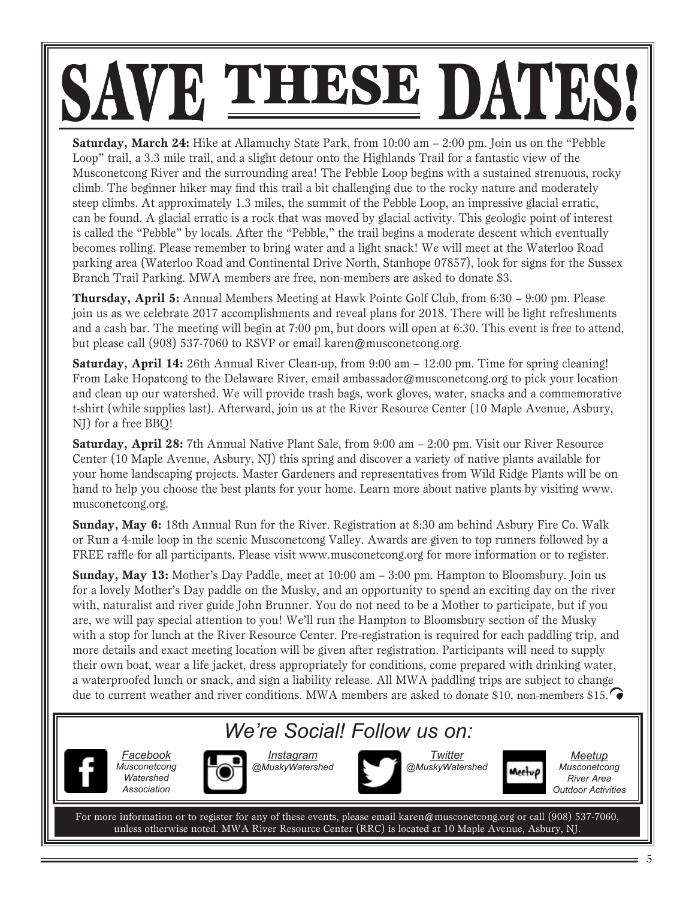# SAVE THESE DATES!

**Saturday, March 24:** Hike at Allamuchy State Park, from 10:00 am – 2:00 pm. Join us on the "Pebble Loop" trail, a 3.3 mile trail, and a slight detour onto the Highlands Trail for a fantastic view of the Musconetcong River and the surrounding area! The Pebble Loop begins with a sustained strenuous, rocky climb. The beginner hiker may find this trail a bit challenging due to the rocky nature and moderately steep climbs. At approximately 1.3 miles, the summit of the Pebble Loop, an impressive glacial erratic, can be found. A glacial erratic is a rock that was moved by glacial activity. This geologic point of interest is called the "Pebble" by locals. After the "Pebble," the trail begins a moderate descent which eventually becomes rolling. Please remember to bring water and a light snack! We will meet at the Waterloo Road parking area (Waterloo Road and Continental Drive North, Stanhope 07857), look for signs for the Sussex Branch Trail Parking. MWA members are free, non-members are asked to donate $3.

**Thursday, April 5:** Annual Members Meeting at Hawk Pointe Golf Club, from 6:30 – 9:00 pm. Please join us as we celebrate 2017 accomplishments and reveal plans for 2018. There will be light refreshments and a cash bar. The meeting will begin at 7:00 pm, but doors will open at 6:30. This event is free to attend, but please call (908) 537-7060 to RSVP or email karen@musconetcong.org.

**Saturday, April 14:** 26th Annual River Clean-up, from 9:00 am – 12:00 pm. Time for spring cleaning! From Lake Hopatcong to the Delaware River, email ambassador@musconetcong.org to pick your location and clean up our watershed. We will provide trash bags, work gloves, water, snacks and a commemorative t-shirt (while supplies last). Afterward, join us at the River Resource Center (10 Maple Avenue, Asbury, NJ) for a free BBQ!

**Saturday, April 28:** 7th Annual Native Plant Sale, from 9:00 am – 2:00 pm. Visit our River Resource Center (10 Maple Avenue, Asbury, NJ) this spring and discover a variety of native plants available for your home landscaping projects. Master Gardeners and representatives from Wild Ridge Plants will be on hand to help you choose the best plants for your home. Learn more about native plants by visiting www.musconetcong.org.

**Sunday, May 6:** 18th Annual Run for the River. Registration at 8:30 am behind Asbury Fire Co. Walk or Run a 4-mile loop in the scenic Musconetcong Valley. Awards are given to top runners followed by a FREE raffle for all participants. Please visit www.musconetcong.org for more information or to register.

**Sunday, May 13:** Mother's Day Paddle, meet at 10:00 am – 3:00 pm. Hampton to Bloomsbury. Join us for a lovely Mother's Day paddle on the Musky, and an opportunity to spend an exciting day on the river with, naturalist and river guide John Brunner. You do not need to be a Mother to participate, but if you are, we will pay special attention to you! We'll run the Hampton to Bloomsbury section of the Musky with a stop for lunch at the River Resource Center. Pre-registration is required for each paddling trip, and more details and exact meeting location will be given after registration. Participants will need to supply their own boat, wear a life jacket, dress appropriately for conditions, come prepared with drinking water, a waterproofed lunch or snack, and sign a liability release. All MWA paddling trips are subject to change due to current weather and river conditions. MWA members are asked to donate $10, non-members $15.

## *We're Social! Follow us on:*

*Facebook*
*Musconetcong Watershed Association*

*Instagram*
*@MuskyWatershed*

*Twitter*
*@MuskyWatershed*

*Meetup*
*Musconetcong River Area Outdoor Activities*

For more information or to register for any of these events, please email karen@musconetcong.org or call (908) 537-7060, unless otherwise noted. MWA River Resource Center (RRC) is located at 10 Maple Avenue, Asbury, NJ.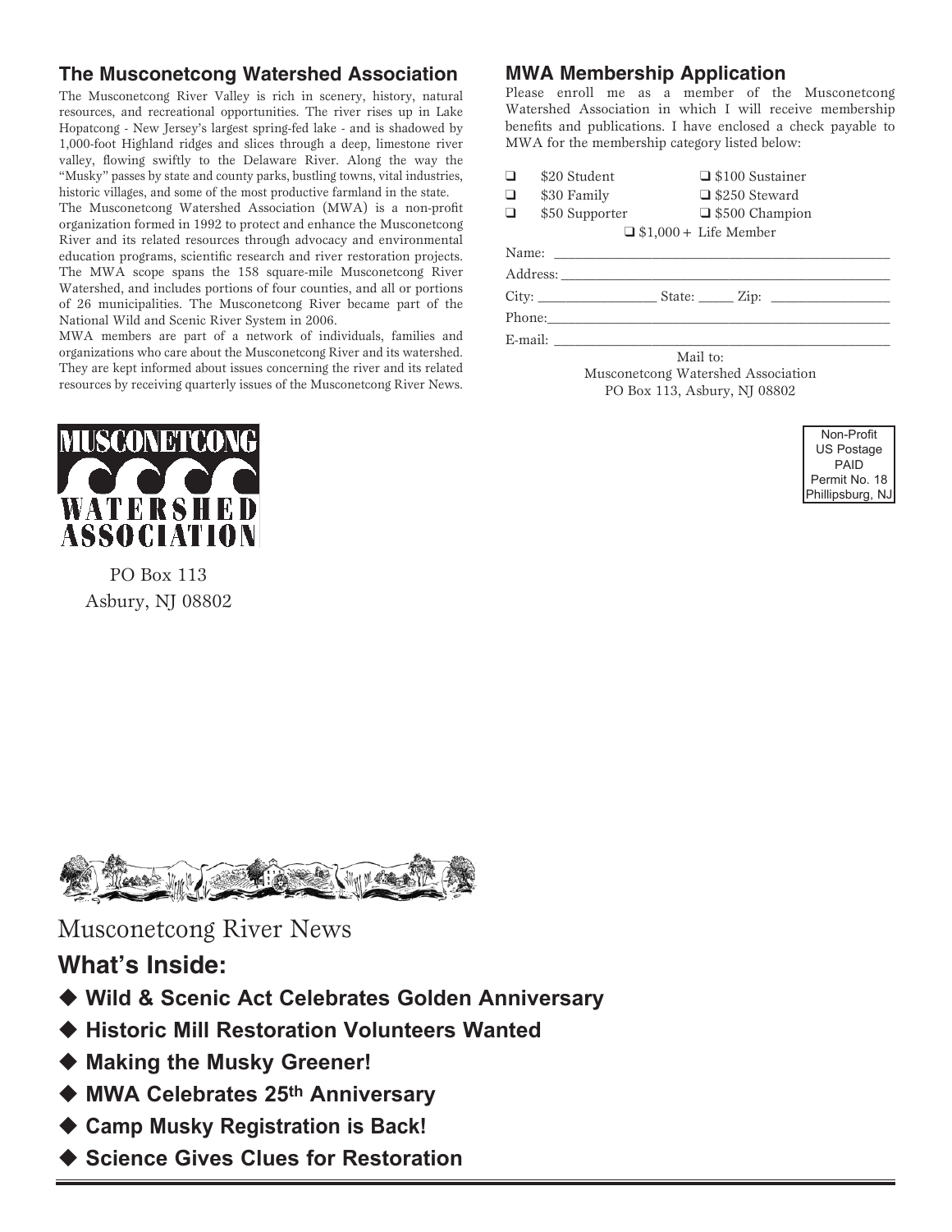## The Musconetcong Watershed Association

The Musconetcong River Valley is rich in scenery, history, natural resources, and recreational opportunities. The river rises up in Lake Hopatcong - New Jersey's largest spring-fed lake - and is shadowed by 1,000-foot Highland ridges and slices through a deep, limestone river valley, flowing swiftly to the Delaware River. Along the way the "Musky" passes by state and county parks, bustling towns, vital industries, historic villages, and some of the most productive farmland in the state.

The Musconetcong Watershed Association (MWA) is a non-profit organization formed in 1992 to protect and enhance the Musconetcong River and its related resources through advocacy and environmental education programs, scientific research and river restoration projects. The MWA scope spans the 158 square-mile Musconetcong River Watershed, and includes portions of four counties, and all or portions of 26 municipalities. The Musconetcong River became part of the National Wild and Scenic River System in 2006.

MWA members are part of a network of individuals, families and organizations who care about the Musconetcong River and its watershed. They are kept informed about issues concerning the river and its related resources by receiving quarterly issues of the Musconetcong River News.

## MWA Membership Application

Please enroll me as a member of the Musconetcong Watershed Association in which I will receive membership benefits and publications. I have enclosed a check payable to MWA for the membership category listed below:

- ❑ $20 Student
- ❑ $30 Family
- ❑ $50 Supporter
- ❑ $100 Sustainer
- ❑ $250 Steward
- ❑ $500 Champion
- ❑ $1,000 + Life Member

Name: ______________________________

Address: ______________________________

City: ______________ State: _____ Zip: ______________

Phone: ______________________________

E-mail: ______________________________

Mail to:
Musconetcong Watershed Association
PO Box 113, Asbury, NJ 08802

Non-Profit
US Postage
PAID
Permit No. 18
Phillipsburg, NJ

MUSCONETCONG WATERSHED ASSOCIATION

PO Box 113
Asbury, NJ 08802

Musconetcong River News

## What's Inside:

- ◆ **Wild & Scenic Act Celebrates Golden Anniversary**
- ◆ **Historic Mill Restoration Volunteers Wanted**
- ◆ **Making the Musky Greener!**
- ◆ **MWA Celebrates 25th Anniversary**
- ◆ **Camp Musky Registration is Back!**
- ◆ **Science Gives Clues for Restoration**